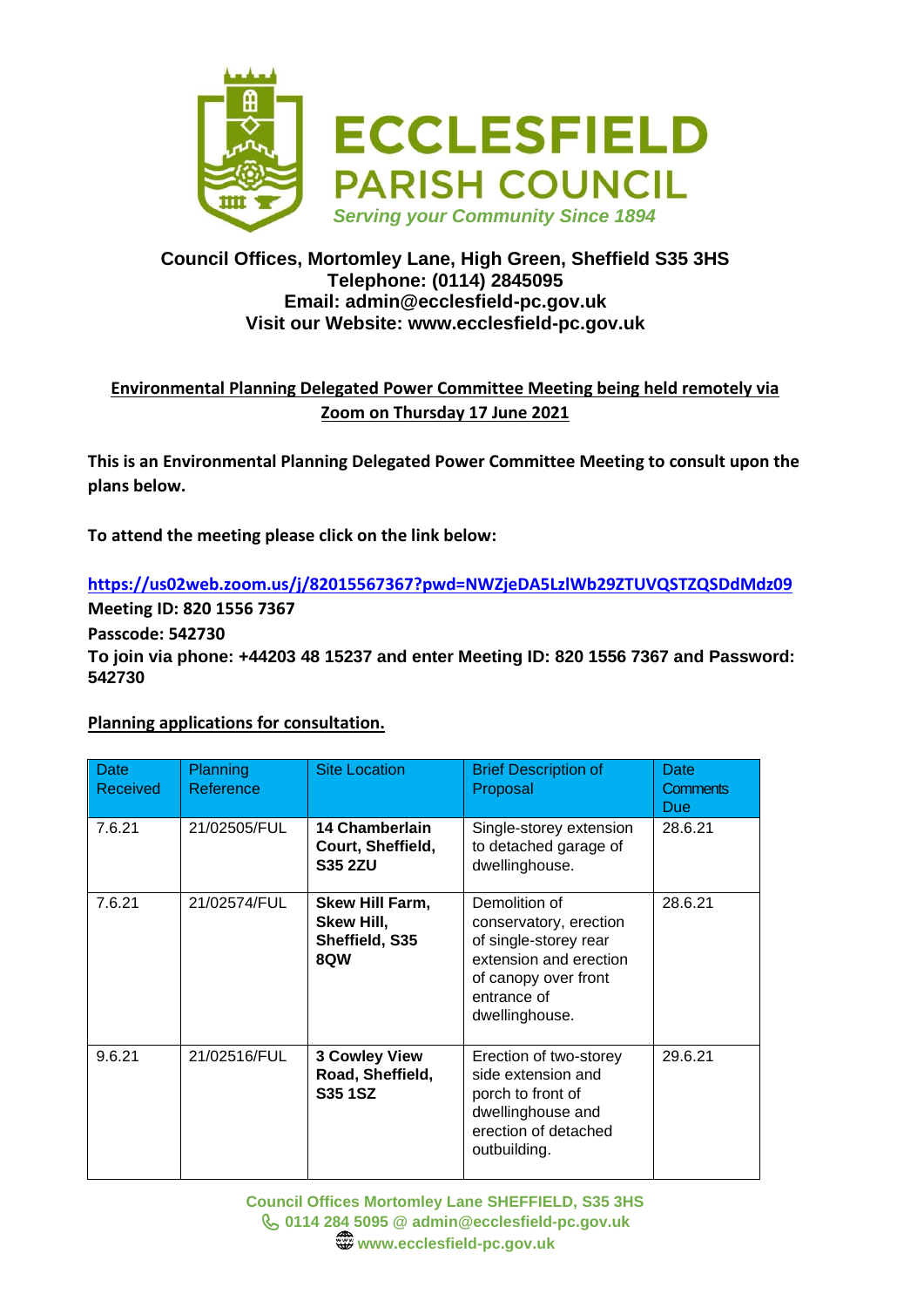# ECCLESFIELD PARISH COUNCIL

*Serving your Community Since 1894*

**Council Offices, Mortomley Lane, High Green, Sheffield S35 3HS**
**Telephone: (0114) 2845095**
**Email: admin@ecclesfield-pc.gov.uk**
**Visit our Website: www.ecclesfield-pc.gov.uk**

## Environmental Planning Delegated Power Committee Meeting being held remotely via Zoom on Thursday 17 June 2021

**This is an Environmental Planning Delegated Power Committee Meeting to consult upon the plans below.**

**To attend the meeting please click on the link below:**

**https://us02web.zoom.us/j/82015567367?pwd=NWZjeDA5LzlWb29ZTUVQSTZQSDdMdz09**

**Meeting ID: 820 1556 7367**

**Passcode: 542730**

**To join via phone: +44203 48 15237 and enter Meeting ID: 820 1556 7367 and Password: 542730**

**Planning applications for consultation.**

| Date Received | Planning Reference | Site Location | Brief Description of Proposal | Date Comments Due |
|---|---|---|---|---|
| 7.6.21 | 21/02505/FUL | **14 Chamberlain Court, Sheffield, S35 2ZU** | Single-storey extension to detached garage of dwellinghouse. | 28.6.21 |
| 7.6.21 | 21/02574/FUL | **Skew Hill Farm, Skew Hill, Sheffield, S35 8QW** | Demolition of conservatory, erection of single-storey rear extension and erection of canopy over front entrance of dwellinghouse. | 28.6.21 |
| 9.6.21 | 21/02516/FUL | **3 Cowley View Road, Sheffield, S35 1SZ** | Erection of two-storey side extension and porch to front of dwellinghouse and erection of detached outbuilding. | 29.6.21 |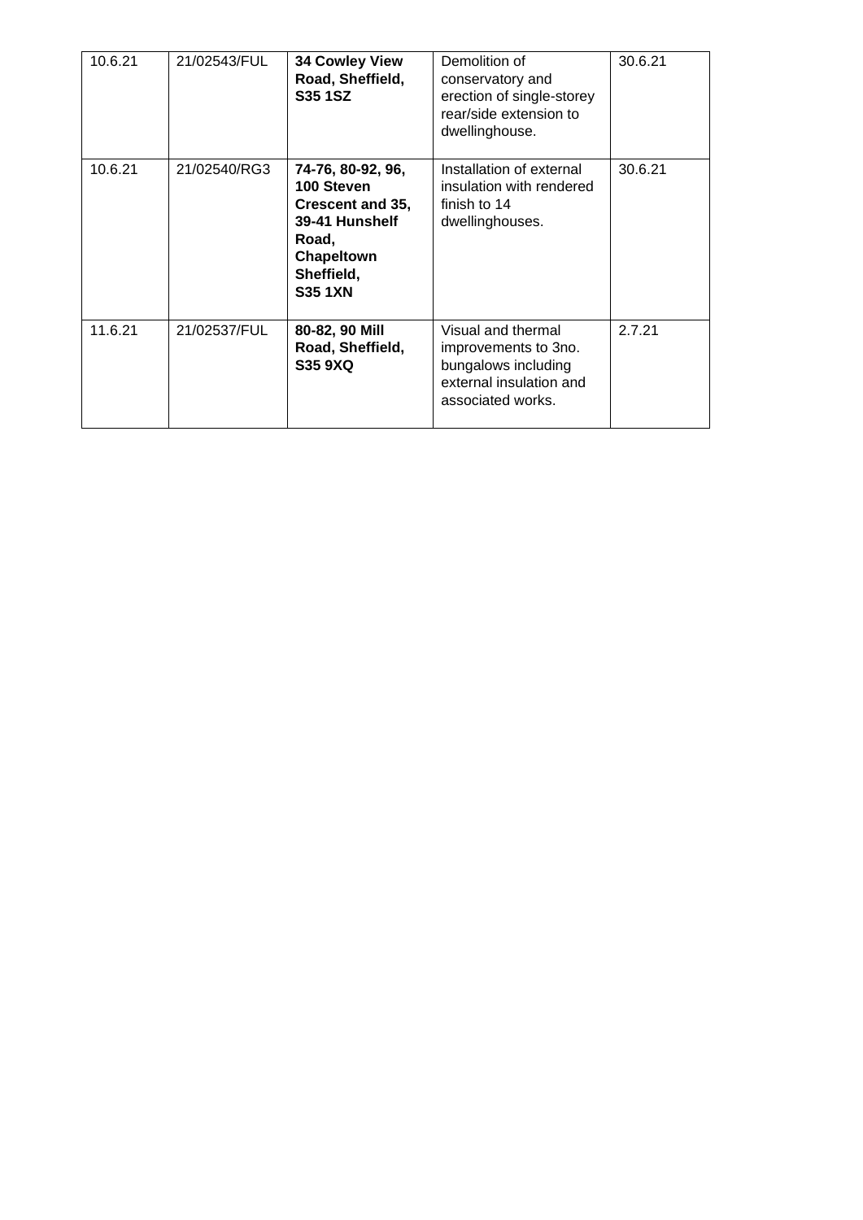| | | | | |
|---|---|---|---|---|
| 10.6.21 | 21/02543/FUL | **34 Cowley View Road, Sheffield, S35 1SZ** | Demolition of conservatory and erection of single-storey rear/side extension to dwellinghouse. | 30.6.21 |
| 10.6.21 | 21/02540/RG3 | **74-76, 80-92, 96, 100 Steven Crescent and 35, 39-41 Hunshelf Road, Chapeltown Sheffield, S35 1XN** | Installation of external insulation with rendered finish to 14 dwellinghouses. | 30.6.21 |
| 11.6.21 | 21/02537/FUL | **80-82, 90 Mill Road, Sheffield, S35 9XQ** | Visual and thermal improvements to 3no. bungalows including external insulation and associated works. | 2.7.21 |